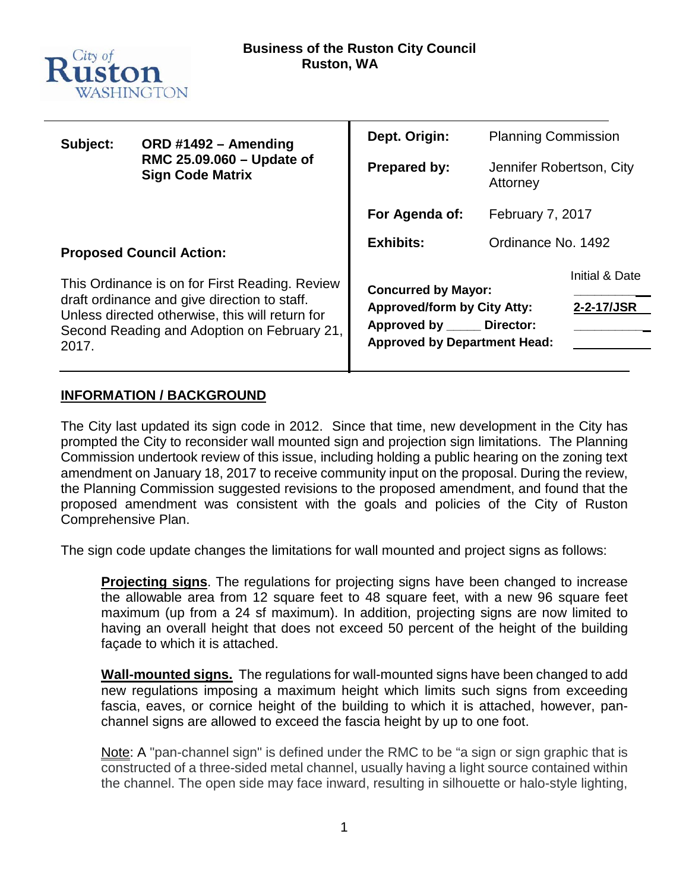City of Ruston WASHINGTON

**Business of the Ruston City Council**
**Ruston, WA**

| | |
|---|---|
| **Subject:** **ORD #1492 – Amending RMC 25.09.060 – Update of Sign Code Matrix** | **Dept. Origin:** Planning Commission |
| | **Prepared by:** Jennifer Robertson, City Attorney |
| | **For Agenda of:** February 7, 2017 |
| **Proposed Council Action:** | **Exhibits:** Ordinance No. 1492 |
| This Ordinance is on for First Reading. Review draft ordinance and give direction to staff. Unless directed otherwise, this will return for Second Reading and Adoption on February 21, 2017. | Initial & Date<br>**Concurred by Mayor:** ________<br>**Approved/form by City Atty:** **2-2-17/JSR**<br>**Approved by _____ Director:** ________<br>**Approved by Department Head:** ________ |

## INFORMATION / BACKGROUND

The City last updated its sign code in 2012. Since that time, new development in the City has prompted the City to reconsider wall mounted sign and projection sign limitations. The Planning Commission undertook review of this issue, including holding a public hearing on the zoning text amendment on January 18, 2017 to receive community input on the proposal. During the review, the Planning Commission suggested revisions to the proposed amendment, and found that the proposed amendment was consistent with the goals and policies of the City of Ruston Comprehensive Plan.

The sign code update changes the limitations for wall mounted and project signs as follows:

> **Projecting signs**. The regulations for projecting signs have been changed to increase the allowable area from 12 square feet to 48 square feet, with a new 96 square feet maximum (up from a 24 sf maximum). In addition, projecting signs are now limited to having an overall height that does not exceed 50 percent of the height of the building façade to which it is attached.
>
> **Wall-mounted signs.** The regulations for wall-mounted signs have been changed to add new regulations imposing a maximum height which limits such signs from exceeding fascia, eaves, or cornice height of the building to which it is attached, however, pan-channel signs are allowed to exceed the fascia height by up to one foot.
>
> Note: A "pan-channel sign" is defined under the RMC to be "a sign or sign graphic that is constructed of a three-sided metal channel, usually having a light source contained within the channel. The open side may face inward, resulting in silhouette or halo-style lighting,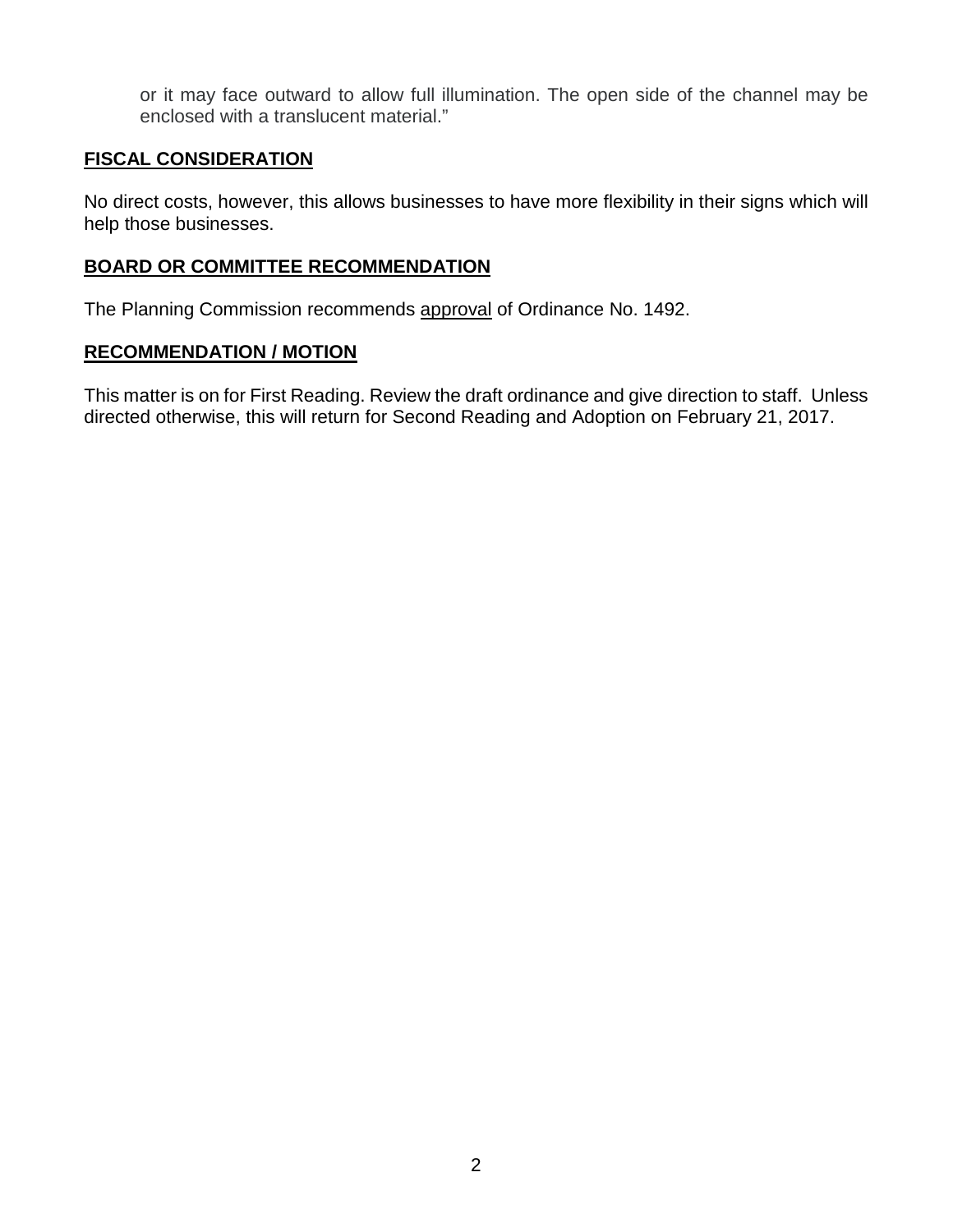or it may face outward to allow full illumination. The open side of the channel may be enclosed with a translucent material."

## FISCAL CONSIDERATION

No direct costs, however, this allows businesses to have more flexibility in their signs which will help those businesses.

## BOARD OR COMMITTEE RECOMMENDATION

The Planning Commission recommends approval of Ordinance No. 1492.

## RECOMMENDATION / MOTION

This matter is on for First Reading. Review the draft ordinance and give direction to staff. Unless directed otherwise, this will return for Second Reading and Adoption on February 21, 2017.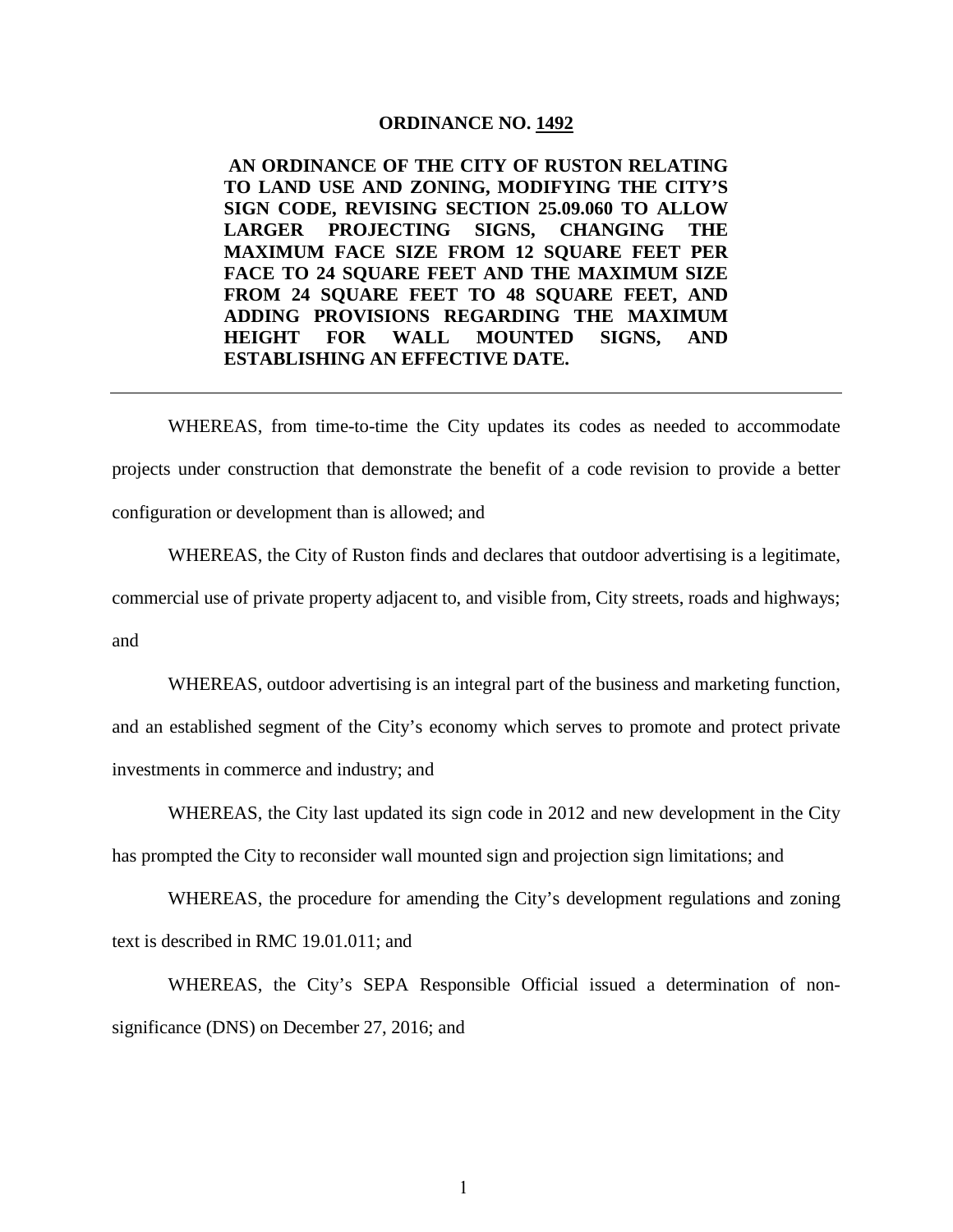**ORDINANCE NO. 1492**

**AN ORDINANCE OF THE CITY OF RUSTON RELATING TO LAND USE AND ZONING, MODIFYING THE CITY'S SIGN CODE, REVISING SECTION 25.09.060 TO ALLOW LARGER PROJECTING SIGNS, CHANGING THE MAXIMUM FACE SIZE FROM 12 SQUARE FEET PER FACE TO 24 SQUARE FEET AND THE MAXIMUM SIZE FROM 24 SQUARE FEET TO 48 SQUARE FEET, AND ADDING PROVISIONS REGARDING THE MAXIMUM HEIGHT FOR WALL MOUNTED SIGNS, AND ESTABLISHING AN EFFECTIVE DATE.**

---

WHEREAS, from time-to-time the City updates its codes as needed to accommodate projects under construction that demonstrate the benefit of a code revision to provide a better configuration or development than is allowed; and

WHEREAS, the City of Ruston finds and declares that outdoor advertising is a legitimate, commercial use of private property adjacent to, and visible from, City streets, roads and highways; and

WHEREAS, outdoor advertising is an integral part of the business and marketing function, and an established segment of the City's economy which serves to promote and protect private investments in commerce and industry; and

WHEREAS, the City last updated its sign code in 2012 and new development in the City has prompted the City to reconsider wall mounted sign and projection sign limitations; and

WHEREAS, the procedure for amending the City's development regulations and zoning text is described in RMC 19.01.011; and

WHEREAS, the City's SEPA Responsible Official issued a determination of non-significance (DNS) on December 27, 2016; and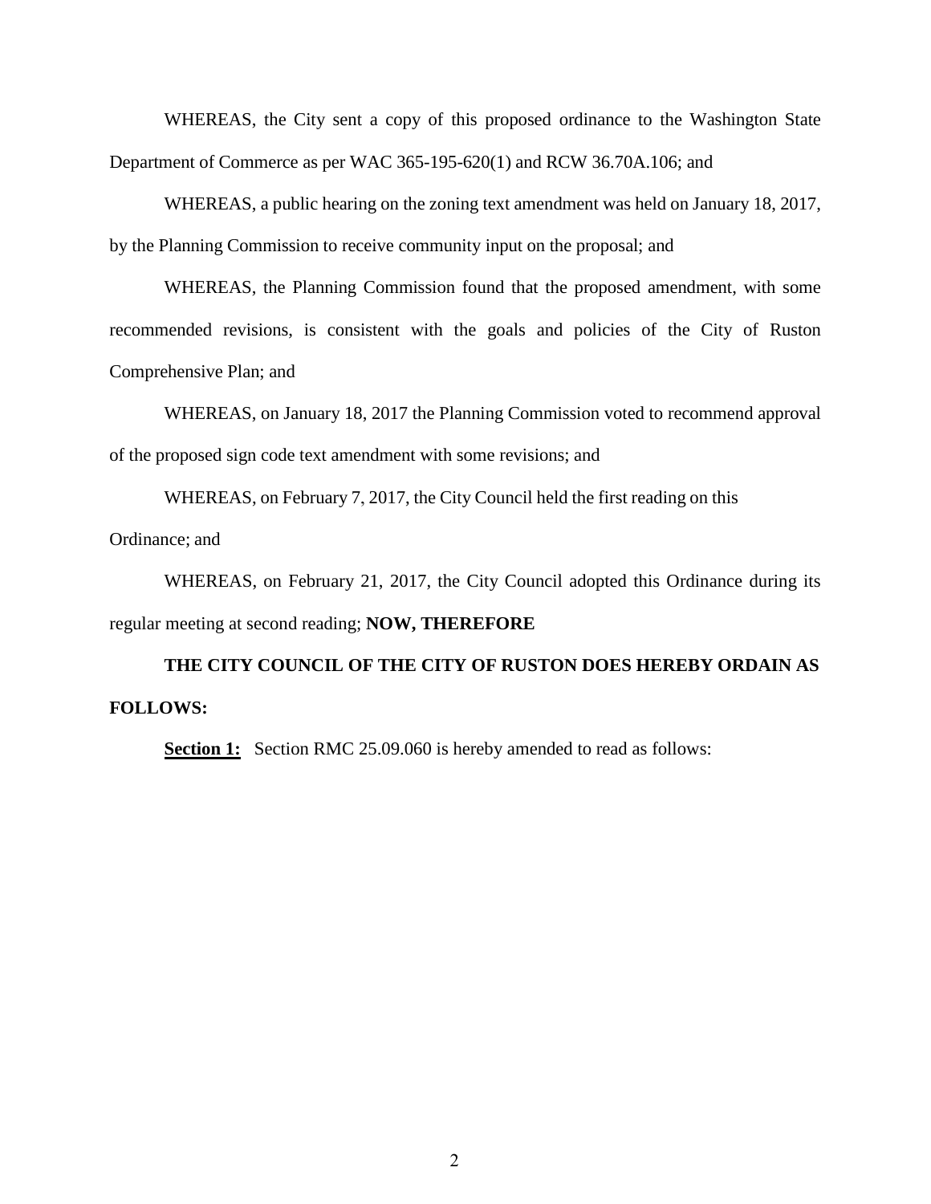WHEREAS, the City sent a copy of this proposed ordinance to the Washington State Department of Commerce as per WAC 365-195-620(1) and RCW 36.70A.106; and

WHEREAS, a public hearing on the zoning text amendment was held on January 18, 2017, by the Planning Commission to receive community input on the proposal; and

WHEREAS, the Planning Commission found that the proposed amendment, with some recommended revisions, is consistent with the goals and policies of the City of Ruston Comprehensive Plan; and

WHEREAS, on January 18, 2017 the Planning Commission voted to recommend approval of the proposed sign code text amendment with some revisions; and

WHEREAS, on February 7, 2017, the City Council held the first reading on this Ordinance; and

WHEREAS, on February 21, 2017, the City Council adopted this Ordinance during its regular meeting at second reading; **NOW, THEREFORE**

**THE CITY COUNCIL OF THE CITY OF RUSTON DOES HEREBY ORDAIN AS FOLLOWS:**

**Section 1:** Section RMC 25.09.060 is hereby amended to read as follows: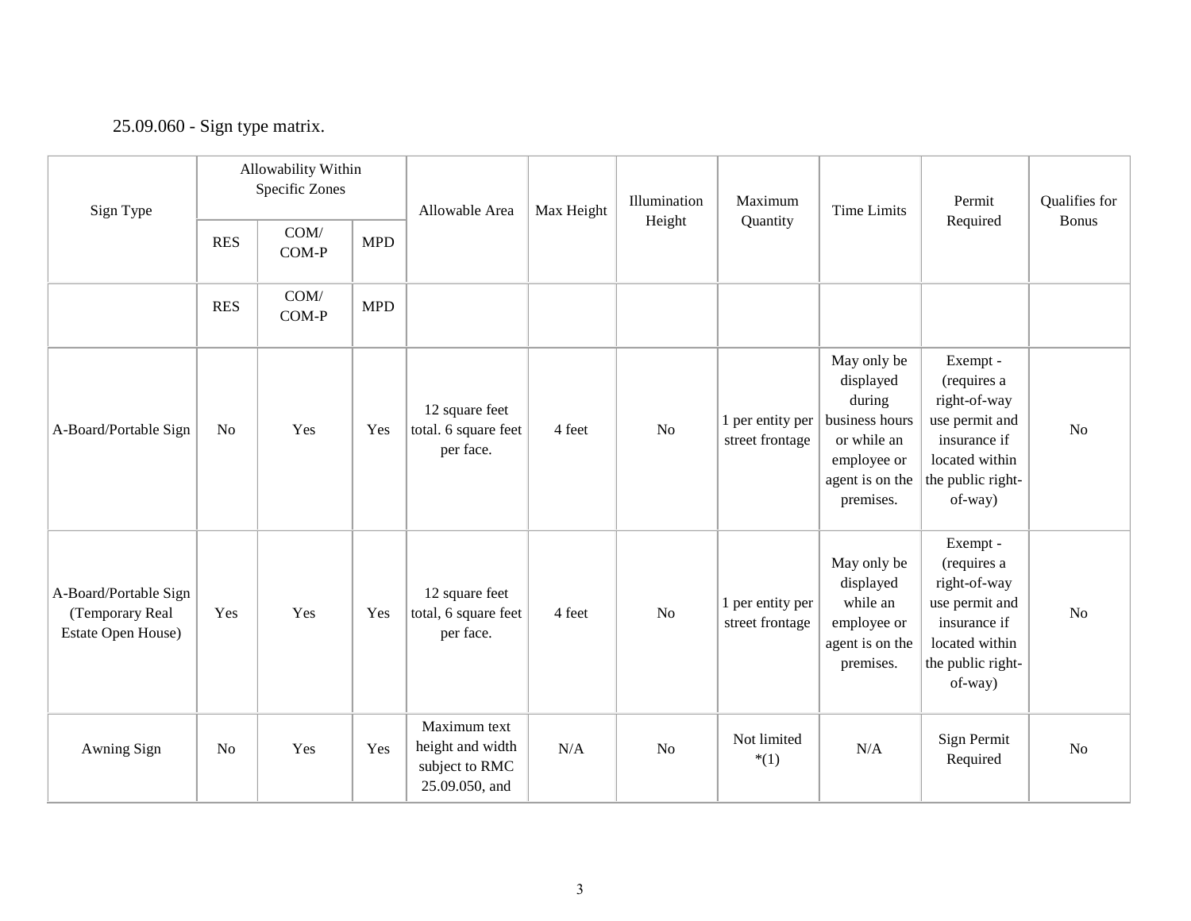25.09.060 - Sign type matrix.

| Sign Type | Allowability Within Specific Zones | | | Allowable Area | Max Height | Illumination Height | Maximum Quantity | Time Limits | Permit Required | Qualifies for Bonus |
|---|---|---|---|---|---|---|---|---|---|---|
| | RES | COM/ COM-P | MPD | | | | | | | |
| | RES | COM/ COM-P | MPD | | | | | | | |
| A-Board/Portable Sign | No | Yes | Yes | 12 square feet total. 6 square feet per face. | 4 feet | No | 1 per entity per street frontage | May only be displayed during business hours or while an employee or agent is on the premises. | Exempt - (requires a right-of-way use permit and insurance if located within the public right-of-way) | No |
| A-Board/Portable Sign (Temporary Real Estate Open House) | Yes | Yes | Yes | 12 square feet total, 6 square feet per face. | 4 feet | No | 1 per entity per street frontage | May only be displayed while an employee or agent is on the premises. | Exempt - (requires a right-of-way use permit and insurance if located within the public right-of-way) | No |
| Awning Sign | No | Yes | Yes | Maximum text height and width subject to RMC 25.09.050, and | N/A | No | Not limited *(1) | N/A | Sign Permit Required | No |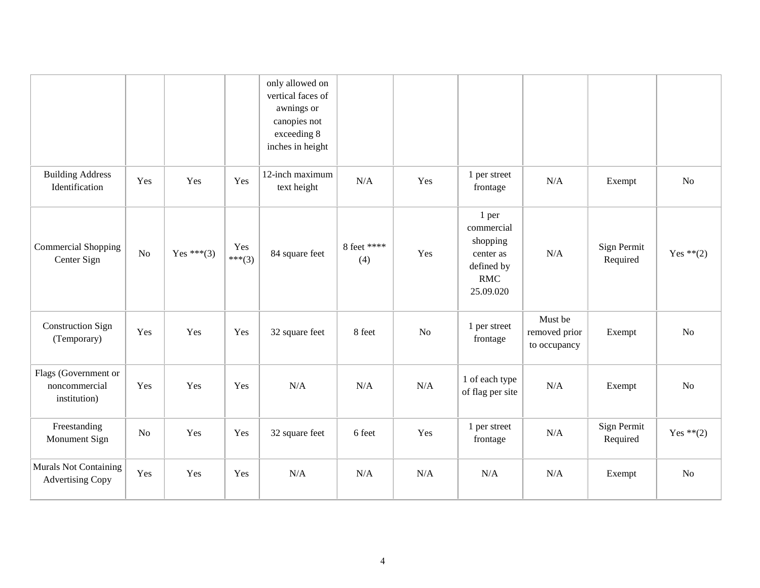| | | | | | | | | | | |
|---|---|---|---|---|---|---|---|---|---|---|
| | | | | only allowed on vertical faces of awnings or canopies not exceeding 8 inches in height | | | | | | |
| Building Address Identification | Yes | Yes | Yes | 12-inch maximum text height | N/A | Yes | 1 per street frontage | N/A | Exempt | No |
| Commercial Shopping Center Sign | No | Yes ***(3) | Yes ***(3) | 84 square feet | 8 feet **** (4) | Yes | 1 per commercial shopping center as defined by RMC 25.09.020 | N/A | Sign Permit Required | Yes **(2) |
| Construction Sign (Temporary) | Yes | Yes | Yes | 32 square feet | 8 feet | No | 1 per street frontage | Must be removed prior to occupancy | Exempt | No |
| Flags (Government or noncommercial institution) | Yes | Yes | Yes | N/A | N/A | N/A | 1 of each type of flag per site | N/A | Exempt | No |
| Freestanding Monument Sign | No | Yes | Yes | 32 square feet | 6 feet | Yes | 1 per street frontage | N/A | Sign Permit Required | Yes **(2) |
| Murals Not Containing Advertising Copy | Yes | Yes | Yes | N/A | N/A | N/A | N/A | N/A | Exempt | No |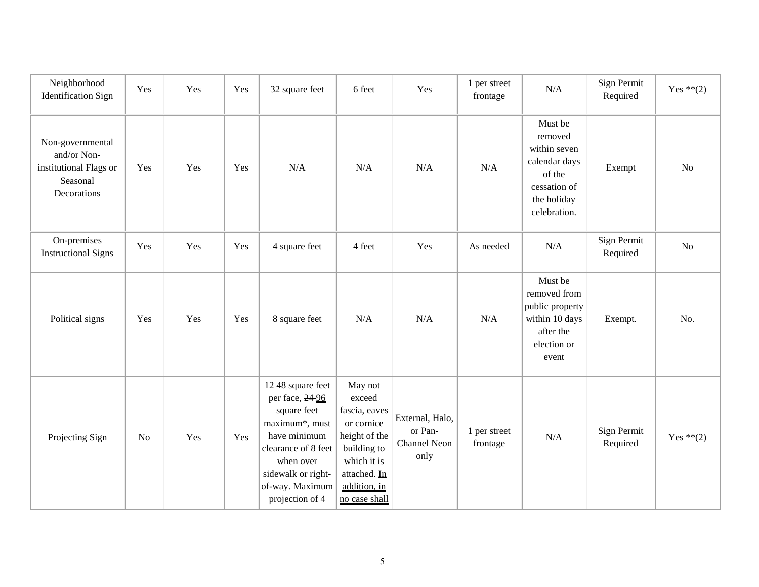| Neighborhood Identification Sign | Yes | Yes | Yes | 32 square feet | 6 feet | Yes | 1 per street frontage | N/A | Sign Permit Required | Yes **(2) |
|---|---|---|---|---|---|---|---|---|---|---|
| Non-governmental and/or Non-institutional Flags or Seasonal Decorations | Yes | Yes | Yes | N/A | N/A | N/A | N/A | Must be removed within seven calendar days of the cessation of the holiday celebration. | Exempt | No |
| On-premises Instructional Signs | Yes | Yes | Yes | 4 square feet | 4 feet | Yes | As needed | N/A | Sign Permit Required | No |
| Political signs | Yes | Yes | Yes | 8 square feet | N/A | N/A | N/A | Must be removed from public property within 10 days after the election or event | Exempt. | No. |
| Projecting Sign | No | Yes | Yes | ~~12~~ 48 square feet per face, ~~24~~ 96 square feet maximum*, must have minimum clearance of 8 feet when over sidewalk or right-of-way. Maximum projection of 4 | May not exceed fascia, eaves or cornice height of the building to which it is attached. In addition, in no case shall | External, Halo, or Pan-Channel Neon only | 1 per street frontage | N/A | Sign Permit Required | Yes **(2) |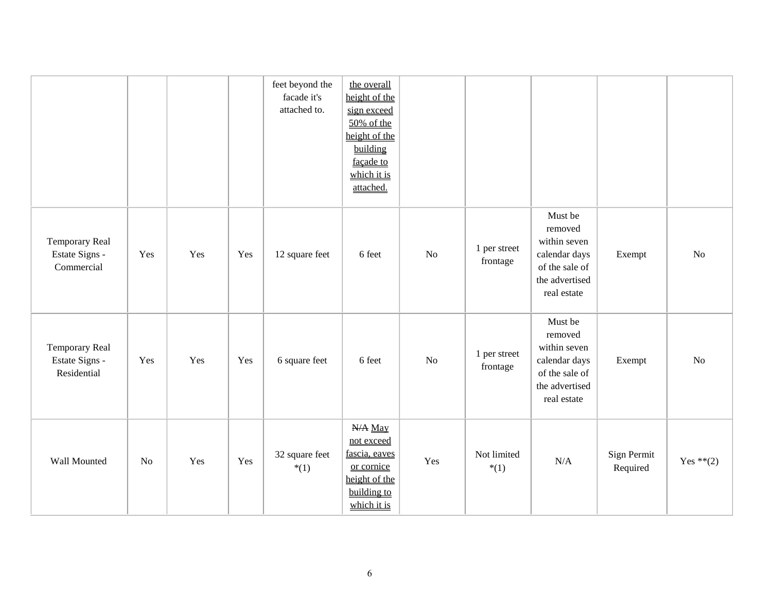| | | | | | | | | | | |
|---|---|---|---|---|---|---|---|---|---|---|
| | | | | feet beyond the facade it's attached to. | <u>the overall height of the sign exceed 50% of the height of the building façade to which it is attached.</u> | | | | | |
| Temporary Real Estate Signs - Commercial | Yes | Yes | Yes | 12 square feet | 6 feet | No | 1 per street frontage | Must be removed within seven calendar days of the sale of the advertised real estate | Exempt | No |
| Temporary Real Estate Signs - Residential | Yes | Yes | Yes | 6 square feet | 6 feet | No | 1 per street frontage | Must be removed within seven calendar days of the sale of the advertised real estate | Exempt | No |
| Wall Mounted | No | Yes | Yes | 32 square feet *(1) | ~~N/A~~ <u>May not exceed fascia, eaves or cornice height of the building to which it is</u> | Yes | Not limited *(1) | N/A | Sign Permit Required | Yes **(2) |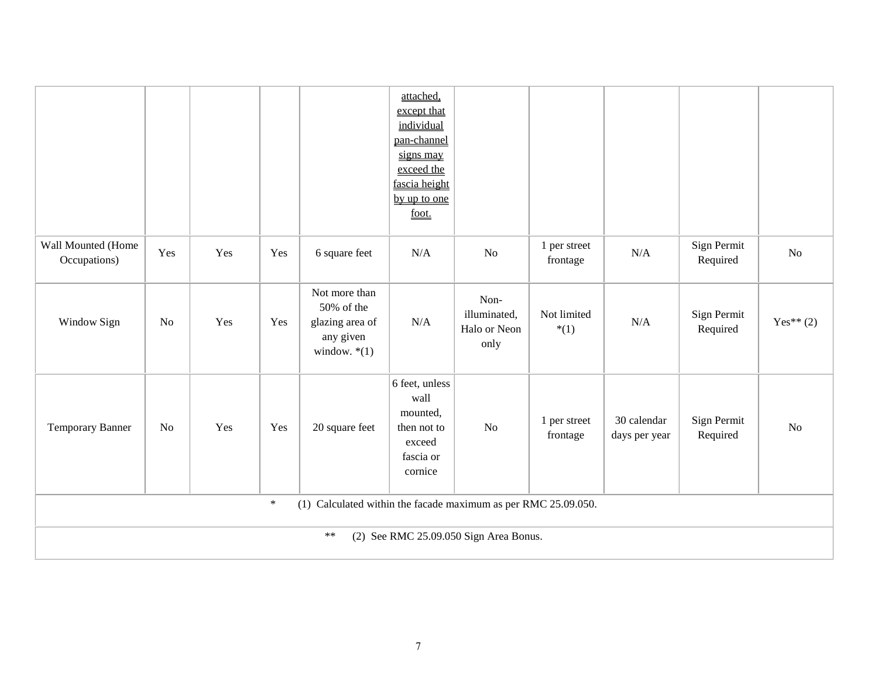| | | | | | attached, except that individual pan-channel signs may exceed the fascia height by up to one foot. | | | | | |
|---|---|---|---|---|---|---|---|---|---|---|
| Wall Mounted (Home Occupations) | Yes | Yes | Yes | 6 square feet | N/A | No | 1 per street frontage | N/A | Sign Permit Required | No |
| Window Sign | No | Yes | Yes | Not more than 50% of the glazing area of any given window. *(1) | N/A | Non-illuminated, Halo or Neon only | Not limited *(1) | N/A | Sign Permit Required | Yes** (2) |
| Temporary Banner | No | Yes | Yes | 20 square feet | 6 feet, unless wall mounted, then not to exceed fascia or cornice | No | 1 per street frontage | 30 calendar days per year | Sign Permit Required | No |

\* (1) Calculated within the facade maximum as per RMC 25.09.050.

\*\* (2) See RMC 25.09.050 Sign Area Bonus.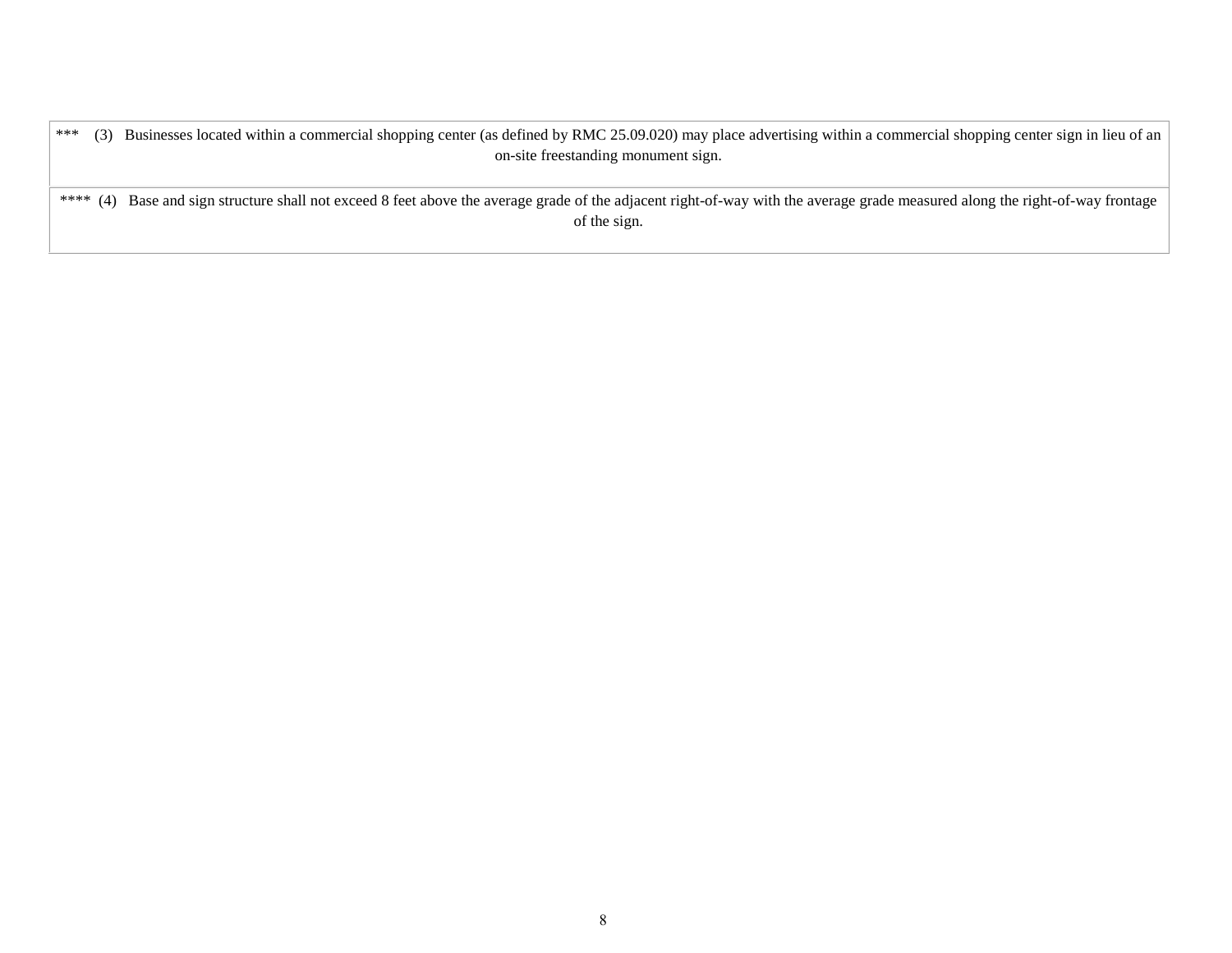| *** (3) Businesses located within a commercial shopping center (as defined by RMC 25.09.020) may place advertising within a commercial shopping center sign in lieu of an on-site freestanding monument sign. |
|---|
| **** (4) Base and sign structure shall not exceed 8 feet above the average grade of the adjacent right-of-way with the average grade measured along the right-of-way frontage of the sign. |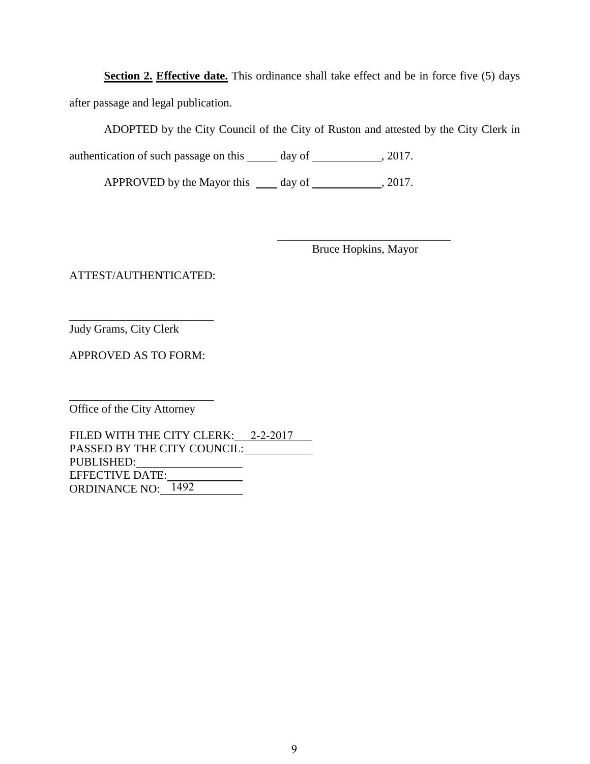**Section 2. Effective date.** This ordinance shall take effect and be in force five (5) days after passage and legal publication.

ADOPTED by the City Council of the City of Ruston and attested by the City Clerk in authentication of such passage on this _____ day of ____________, 2017.

APPROVED by the Mayor this ____ day of ____________, 2017.

______________________________
Bruce Hopkins, Mayor

ATTEST/AUTHENTICATED:

_________________________
Judy Grams, City Clerk

APPROVED AS TO FORM:

_________________________
Office of the City Attorney

FILED WITH THE CITY CLERK: 2-2-2017
PASSED BY THE CITY COUNCIL: ___________
PUBLISHED: ___________
EFFECTIVE DATE: ___________
ORDINANCE NO: 1492